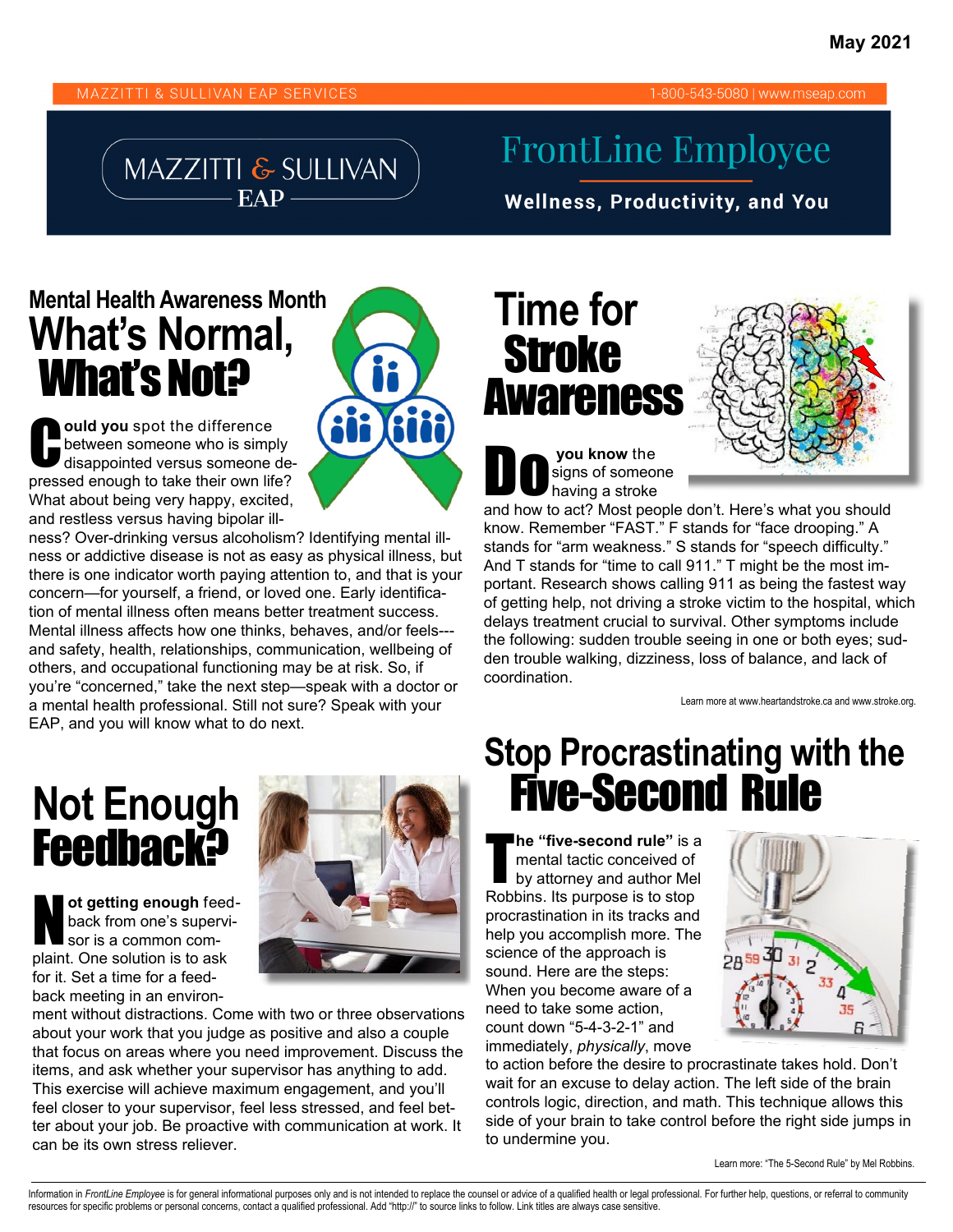May 2021

MAZZITTI & SULLIVAN EAP SERVICES 1-800-543-5080 | www.mseap.com

# FrontLine Employee

**Wellness, Productivity, and You**

## Mental Health Awareness Month What's Normal, What's Not?

**Could you** spot the difference between someone who is simply disappointed versus someone depressed enough to take their own life? What about being very happy, excited, and restless versus having bipolar illness? Over-drinking versus alcoholism? Identifying mental illness or addictive disease is not as easy as physical illness, but there is one indicator worth paying attention to, and that is your concern—for yourself, a friend, or loved one. Early identification of mental illness often means better treatment success. Mental illness affects how one thinks, behaves, and/or feels---and safety, health, relationships, communication, wellbeing of others, and occupational functioning may be at risk. So, if you're "concerned," take the next step—speak with a doctor or a mental health professional. Still not sure? Speak with your EAP, and you will know what to do next.

## Time for Stroke Awareness

**Do you know** the signs of someone having a stroke and how to act? Most people don't. Here's what you should know. Remember "FAST." F stands for "face drooping." A stands for "arm weakness." S stands for "speech difficulty." And T stands for "time to call 911." T might be the most important. Research shows calling 911 as being the fastest way of getting help, not driving a stroke victim to the hospital, which delays treatment crucial to survival. Other symptoms include the following: sudden trouble seeing in one or both eyes; sudden trouble walking, dizziness, loss of balance, and lack of coordination.

Learn more at www.heartandstroke.ca and www.stroke.org.

## Not Enough Feedback?

**Not getting enough** feedback from one's supervisor is a common complaint. One solution is to ask for it. Set a time for a feedback meeting in an environment without distractions. Come with two or three observations about your work that you judge as positive and also a couple that focus on areas where you need improvement. Discuss the items, and ask whether your supervisor has anything to add. This exercise will achieve maximum engagement, and you'll feel closer to your supervisor, feel less stressed, and feel better about your job. Be proactive with communication at work. It can be its own stress reliever.

## Stop Procrastinating with the Five-Second Rule

**The "five-second rule"** is a mental tactic conceived of by attorney and author Mel Robbins. Its purpose is to stop procrastination in its tracks and help you accomplish more. The science of the approach is sound. Here are the steps: When you become aware of a need to take some action, count down "5-4-3-2-1" and immediately, *physically*, move to action before the desire to procrastinate takes hold. Don't wait for an excuse to delay action. The left side of the brain controls logic, direction, and math. This technique allows this side of your brain to take control before the right side jumps in to undermine you.

Learn more: "The 5-Second Rule" by Mel Robbins.

Information in *FrontLine Employee* is for general informational purposes only and is not intended to replace the counsel or advice of a qualified health or legal professional. For further help, questions, or referral to community resources for specific problems or personal concerns, contact a qualified professional. Add "http://" to source links to follow. Link titles are always case sensitive.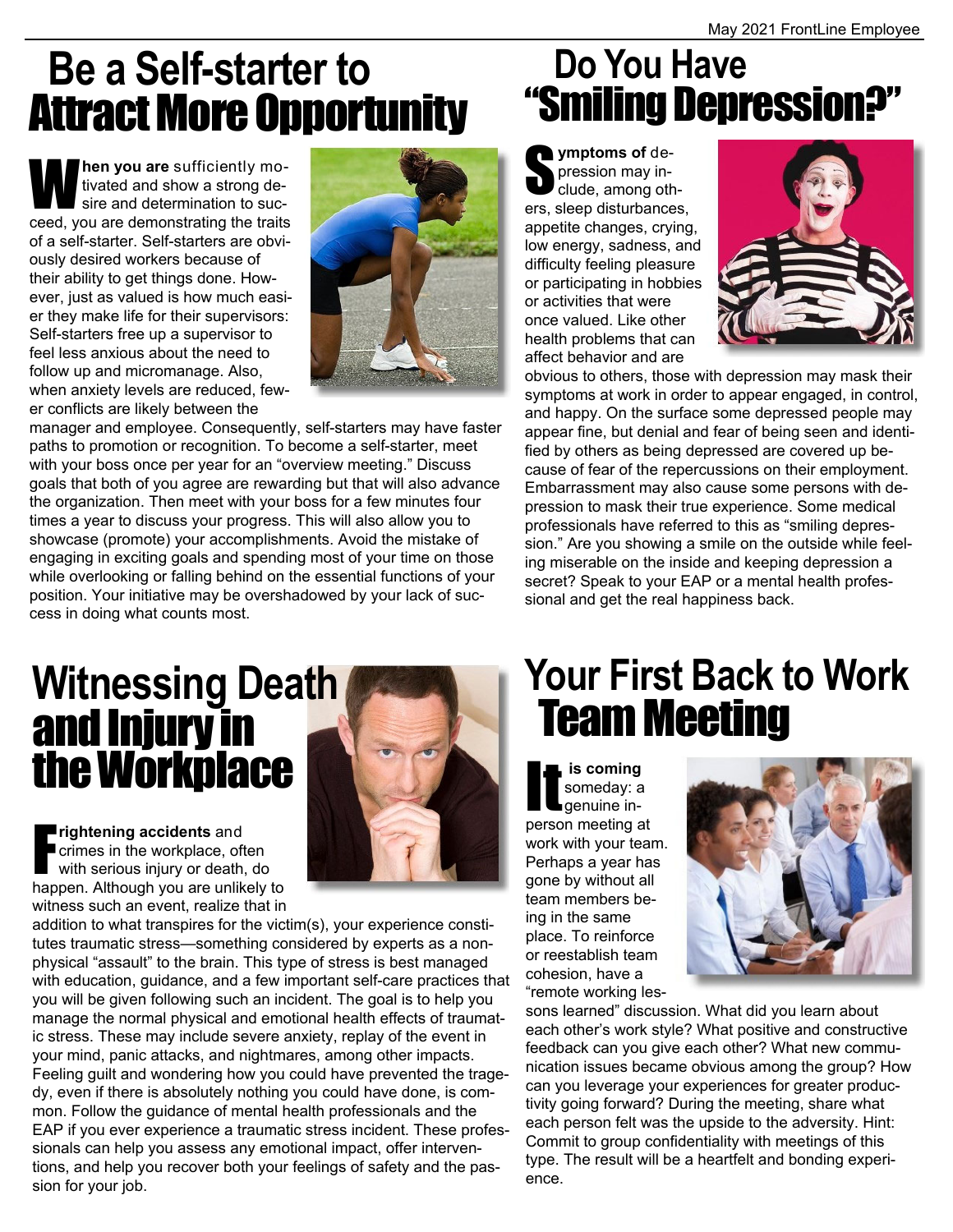# Be a Self-starter to Attract More Opportunity

**When you are** sufficiently motivated and show a strong desire and determination to succeed, you are demonstrating the traits of a self-starter. Self-starters are obviously desired workers because of their ability to get things done. However, just as valued is how much easier they make life for their supervisors: Self-starters free up a supervisor to feel less anxious about the need to follow up and micromanage. Also, when anxiety levels are reduced, fewer conflicts are likely between the manager and employee. Consequently, self-starters may have faster paths to promotion or recognition. To become a self-starter, meet with your boss once per year for an "overview meeting." Discuss goals that both of you agree are rewarding but that will also advance the organization. Then meet with your boss for a few minutes four times a year to discuss your progress. This will also allow you to showcase (promote) your accomplishments. Avoid the mistake of engaging in exciting goals and spending most of your time on those while overlooking or falling behind on the essential functions of your position. Your initiative may be overshadowed by your lack of success in doing what counts most.

# Do You Have "Smiling Depression?"

**Symptoms of** depression may include, among others, sleep disturbances, appetite changes, crying, low energy, sadness, and difficulty feeling pleasure or participating in hobbies or activities that were once valued. Like other health problems that can affect behavior and are obvious to others, those with depression may mask their symptoms at work in order to appear engaged, in control, and happy. On the surface some depressed people may appear fine, but denial and fear of being seen and identified by others as being depressed are covered up because of fear of the repercussions on their employment. Embarrassment may also cause some persons with depression to mask their true experience. Some medical professionals have referred to this as "smiling depression." Are you showing a smile on the outside while feeling miserable on the inside and keeping depression a secret? Speak to your EAP or a mental health professional and get the real happiness back.

# Witnessing Death and Injury in the Workplace

**Frightening accidents** and crimes in the workplace, often with serious injury or death, do happen. Although you are unlikely to witness such an event, realize that in addition to what transpires for the victim(s), your experience constitutes traumatic stress—something considered by experts as a nonphysical "assault" to the brain. This type of stress is best managed with education, guidance, and a few important self-care practices that you will be given following such an incident. The goal is to help you manage the normal physical and emotional health effects of traumatic stress. These may include severe anxiety, replay of the event in your mind, panic attacks, and nightmares, among other impacts. Feeling guilt and wondering how you could have prevented the tragedy, even if there is absolutely nothing you could have done, is common. Follow the guidance of mental health professionals and the EAP if you ever experience a traumatic stress incident. These professionals can help you assess any emotional impact, offer interventions, and help you recover both your feelings of safety and the passion for your job.

# Your First Back to Work Team Meeting

**It is coming** someday: a genuine in-person meeting at work with your team. Perhaps a year has gone by without all team members being in the same place. To reinforce or reestablish team cohesion, have a "remote working lessons learned" discussion. What did you learn about each other's work style? What positive and constructive feedback can you give each other? What new communication issues became obvious among the group? How can you leverage your experiences for greater productivity going forward? During the meeting, share what each person felt was the upside to the adversity. Hint: Commit to group confidentiality with meetings of this type. The result will be a heartfelt and bonding experience.